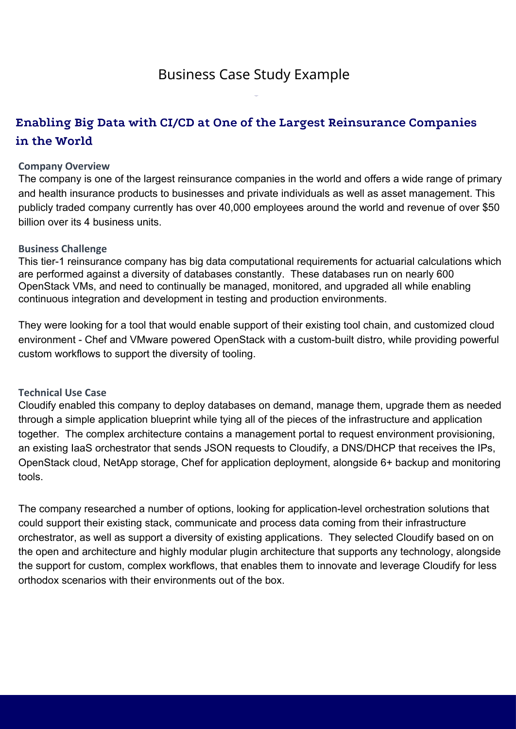# Business Case Study Example

## Enabling Big Data with CI/CD at One of the Largest Reinsurance Companies in the World

### Company Overview

The company is one of the largest reinsurance companies in the world and offers a wide range of primary and health insurance products to businesses and private individuals as well as asset management. This publicly traded company currently has over 40,000 employees around the world and revenue of over $50 billion over its 4 business units.

### Business Challenge

This tier-1 reinsurance company has big data computational requirements for actuarial calculations which are performed against a diversity of databases constantly. These databases run on nearly 600 OpenStack VMs, and need to continually be managed, monitored, and upgraded all while enabling continuous integration and development in testing and production environments.

They were looking for a tool that would enable support of their existing tool chain, and customized cloud environment - Chef and VMware powered OpenStack with a custom-built distro, while providing powerful custom workflows to support the diversity of tooling.

### Technical Use Case

Cloudify enabled this company to deploy databases on demand, manage them, upgrade them as needed through a simple application blueprint while tying all of the pieces of the infrastructure and application together. The complex architecture contains a management portal to request environment provisioning, an existing IaaS orchestrator that sends JSON requests to Cloudify, a DNS/DHCP that receives the IPs, OpenStack cloud, NetApp storage, Chef for application deployment, alongside 6+ backup and monitoring tools.

The company researched a number of options, looking for application-level orchestration solutions that could support their existing stack, communicate and process data coming from their infrastructure orchestrator, as well as support a diversity of existing applications. They selected Cloudify based on on the open and architecture and highly modular plugin architecture that supports any technology, alongside the support for custom, complex workflows, that enables them to innovate and leverage Cloudify for less orthodox scenarios with their environments out of the box.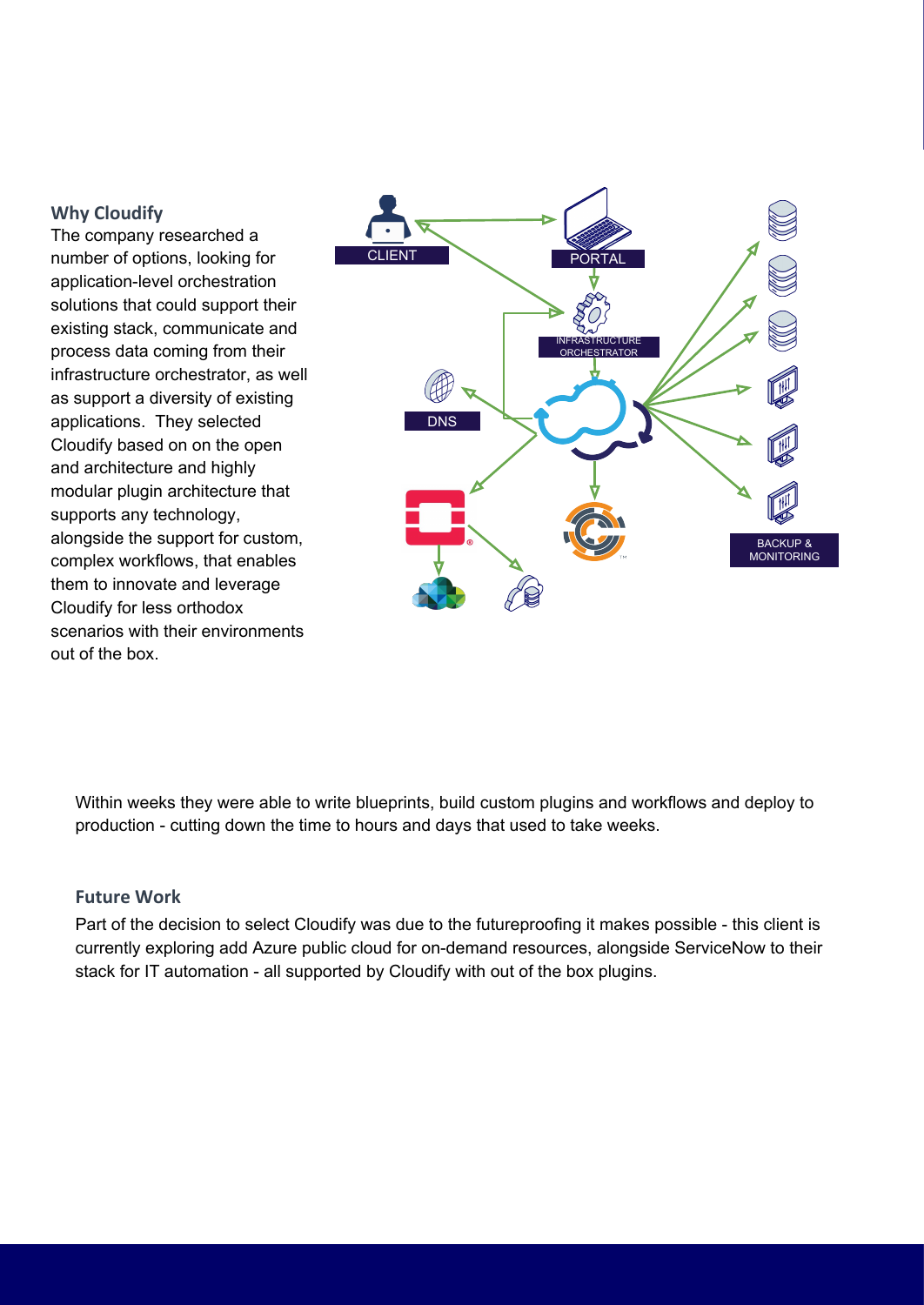### Why Cloudify

The company researched a number of options, looking for application-level orchestration solutions that could support their existing stack, communicate and process data coming from their infrastructure orchestrator, as well as support a diversity of existing applications. They selected Cloudify based on on the open and architecture and highly modular plugin architecture that supports any technology, alongside the support for custom, complex workflows, that enables them to innovate and leverage Cloudify for less orthodox scenarios with their environments out of the box.

CLIENT

PORTAL

INFRASTRUCTURE ORCHESTRATOR

DNS

BACKUP & MONITORING

Within weeks they were able to write blueprints, build custom plugins and workflows and deploy to production - cutting down the time to hours and days that used to take weeks.

### Future Work

Part of the decision to select Cloudify was due to the futureproofing it makes possible - this client is currently exploring add Azure public cloud for on-demand resources, alongside ServiceNow to their stack for IT automation - all supported by Cloudify with out of the box plugins.